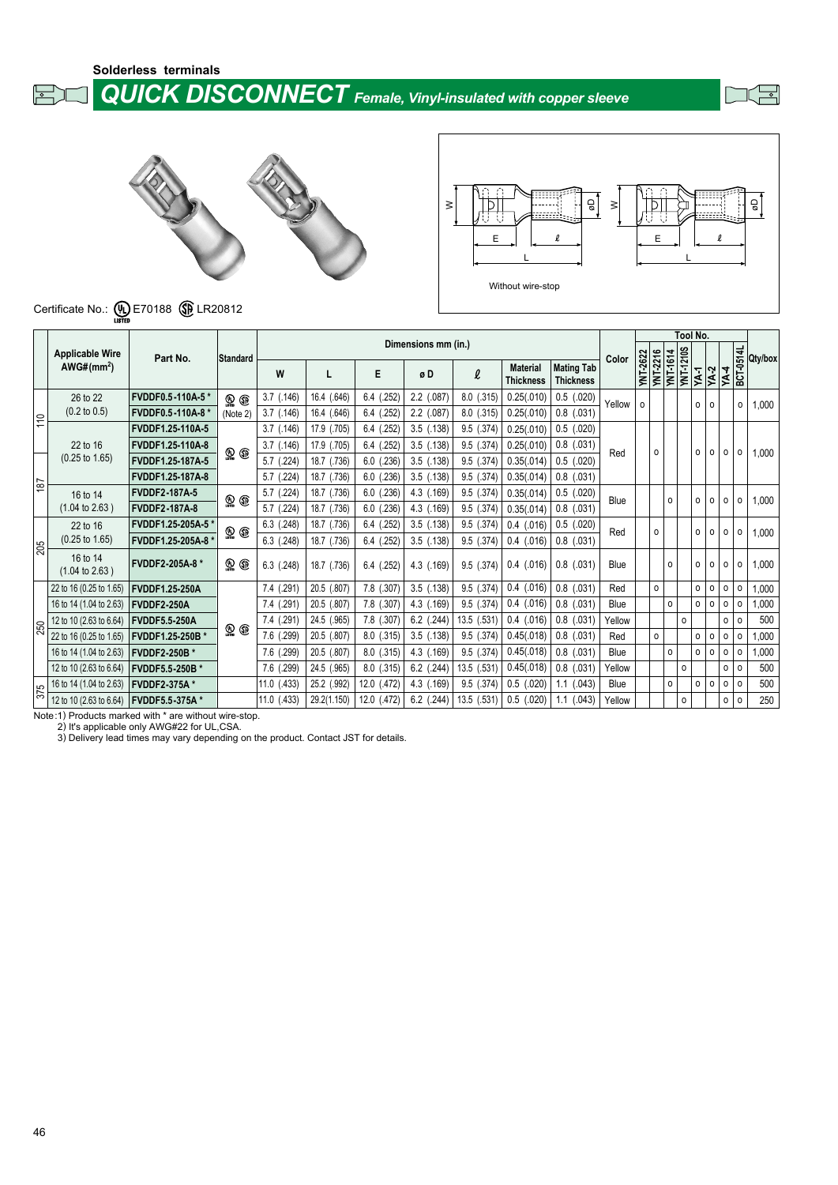Solderless terminals

# QUICK DISCONNECT *Female, Vinyl-insulated with copper sleeve*

Without wire-stop

Certificate No.: UL E70188 CSA LR20812

| | Applicable Wire AWG#(mm²) | Part No. | Standard | Dimensions mm (in.) | | | | | | | Color | Tool No. | | | | | | | | Qty/box |
|---|---|---|---|---|---|---|---|---|---|---|---|---|---|---|---|---|---|---|---|---|
| | | | | W | L | E | ø D | ℓ | Material Thickness | Mating Tab Thickness | | YNT-2622 | YNT-2216 | YNT-1614 | YNT-1210S | YA-1 | YA-2 | YA-4 | BCT-0514L | |
| 110 | 26 to 22 (0.2 to 0.5) | FVDDF0.5-110A-5 * | UL CSA (Note 2) | 3.7 (.146) | 16.4 (.646) | 6.4 (.252) | 2.2 (.087) | 8.0 (.315) | 0.25(.010) | 0.5 (.020) | Yellow | o | | | | o | o | | o | 1,000 |
| 110 | 26 to 22 (0.2 to 0.5) | FVDDF0.5-110A-8 * | UL CSA (Note 2) | 3.7 (.146) | 16.4 (.646) | 6.4 (.252) | 2.2 (.087) | 8.0 (.315) | 0.25(.010) | 0.8 (.031) | Yellow | o | | | | o | o | | o | 1,000 |
| 110 | 22 to 16 (0.25 to 1.65) | FVDDF1.25-110A-5 | UL CSA | 3.7 (.146) | 17.9 (.705) | 6.4 (.252) | 3.5 (.138) | 9.5 (.374) | 0.25(.010) | 0.5 (.020) | Red | | o | | | o | o | o | o | 1,000 |
| 110 | 22 to 16 (0.25 to 1.65) | FVDDF1.25-110A-8 | UL CSA | 3.7 (.146) | 17.9 (.705) | 6.4 (.252) | 3.5 (.138) | 9.5 (.374) | 0.25(.010) | 0.8 (.031) | Red | | o | | | o | o | o | o | 1,000 |
| 187 | 22 to 16 (0.25 to 1.65) | FVDDF1.25-187A-5 | UL CSA | 5.7 (.224) | 18.7 (.736) | 6.0 (.236) | 3.5 (.138) | 9.5 (.374) | 0.35(.014) | 0.5 (.020) | Red | | o | | | o | o | o | o | 1,000 |
| 187 | 22 to 16 (0.25 to 1.65) | FVDDF1.25-187A-8 | UL CSA | 5.7 (.224) | 18.7 (.736) | 6.0 (.236) | 3.5 (.138) | 9.5 (.374) | 0.35(.014) | 0.8 (.031) | Red | | o | | | o | o | o | o | 1,000 |
| 187 | 16 to 14 (1.04 to 2.63) | FVDDF2-187A-5 | UL CSA | 5.7 (.224) | 18.7 (.736) | 6.0 (.236) | 4.3 (.169) | 9.5 (.374) | 0.35(.014) | 0.5 (.020) | Blue | | | o | | o | o | o | o | 1,000 |
| 187 | 16 to 14 (1.04 to 2.63) | FVDDF2-187A-8 | UL CSA | 5.7 (.224) | 18.7 (.736) | 6.0 (.236) | 4.3 (.169) | 9.5 (.374) | 0.35(.014) | 0.8 (.031) | Blue | | | o | | o | o | o | o | 1,000 |
| 205 | 22 to 16 (0.25 to 1.65) | FVDDF1.25-205A-5 * | UL CSA | 6.3 (.248) | 18.7 (.736) | 6.4 (.252) | 3.5 (.138) | 9.5 (.374) | 0.4 (.016) | 0.5 (.020) | Red | | o | | | o | o | o | o | 1,000 |
| 205 | 22 to 16 (0.25 to 1.65) | FVDDF1.25-205A-8 * | UL CSA | 6.3 (.248) | 18.7 (.736) | 6.4 (.252) | 3.5 (.138) | 9.5 (.374) | 0.4 (.016) | 0.8 (.031) | Red | | o | | | o | o | o | o | 1,000 |
| 205 | 16 to 14 (1.04 to 2.63) | FVDDF2-205A-8 * | UL CSA | 6.3 (.248) | 18.7 (.736) | 6.4 (.252) | 4.3 (.169) | 9.5 (.374) | 0.4 (.016) | 0.8 (.031) | Blue | | | o | | o | o | o | o | 1,000 |
| 250 | 22 to 16 (0.25 to 1.65) | FVDDF1.25-250A | UL CSA | 7.4 (.291) | 20.5 (.807) | 7.8 (.307) | 3.5 (.138) | 9.5 (.374) | 0.4 (.016) | 0.8 (.031) | Red | | o | | | o | o | o | o | 1,000 |
| 250 | 16 to 14 (1.04 to 2.63) | FVDDF2-250A | UL CSA | 7.4 (.291) | 20.5 (.807) | 7.8 (.307) | 4.3 (.169) | 9.5 (.374) | 0.4 (.016) | 0.8 (.031) | Blue | | | o | | o | o | o | o | 1,000 |
| 250 | 12 to 10 (2.63 to 6.64) | FVDDF5.5-250A | UL CSA | 7.4 (.291) | 24.5 (.965) | 7.8 (.307) | 6.2 (.244) | 13.5 (.531) | 0.4 (.016) | 0.8 (.031) | Yellow | | | | o | | | o | o | 500 |
| 250 | 22 to 16 (0.25 to 1.65) | FVDDF1.25-250B * | UL CSA | 7.6 (.299) | 20.5 (.807) | 8.0 (.315) | 3.5 (.138) | 9.5 (.374) | 0.45(.018) | 0.8 (.031) | Red | | o | | | o | o | o | o | 1,000 |
| 250 | 16 to 14 (1.04 to 2.63) | FVDDF2-250B * | UL CSA | 7.6 (.299) | 20.5 (.807) | 8.0 (.315) | 4.3 (.169) | 9.5 (.374) | 0.45(.018) | 0.8 (.031) | Blue | | | o | | o | o | o | o | 1,000 |
| 250 | 12 to 10 (2.63 to 6.64) | FVDDF5.5-250B * | UL CSA | 7.6 (.299) | 24.5 (.965) | 8.0 (.315) | 6.2 (.244) | 13.5 (.531) | 0.45(.018) | 0.8 (.031) | Yellow | | | | o | | | o | o | 500 |
| 375 | 16 to 14 (1.04 to 2.63) | FVDDF2-375A * | | 11.0 (.433) | 25.2 (.992) | 12.0 (.472) | 4.3 (.169) | 9.5 (.374) | 0.5 (.020) | 1.1 (.043) | Blue | | | o | | o | o | o | o | 500 |
| 375 | 12 to 10 (2.63 to 6.64) | FVDDF5.5-375A * | | 11.0 (.433) | 29.2(1.150) | 12.0 (.472) | 6.2 (.244) | 13.5 (.531) | 0.5 (.020) | 1.1 (.043) | Yellow | | | | o | | | o | o | 250 |

Note:1) Products marked with * are without wire-stop.
2) It's applicable only AWG#22 for UL,CSA.
3) Delivery lead times may vary depending on the product. Contact JST for details.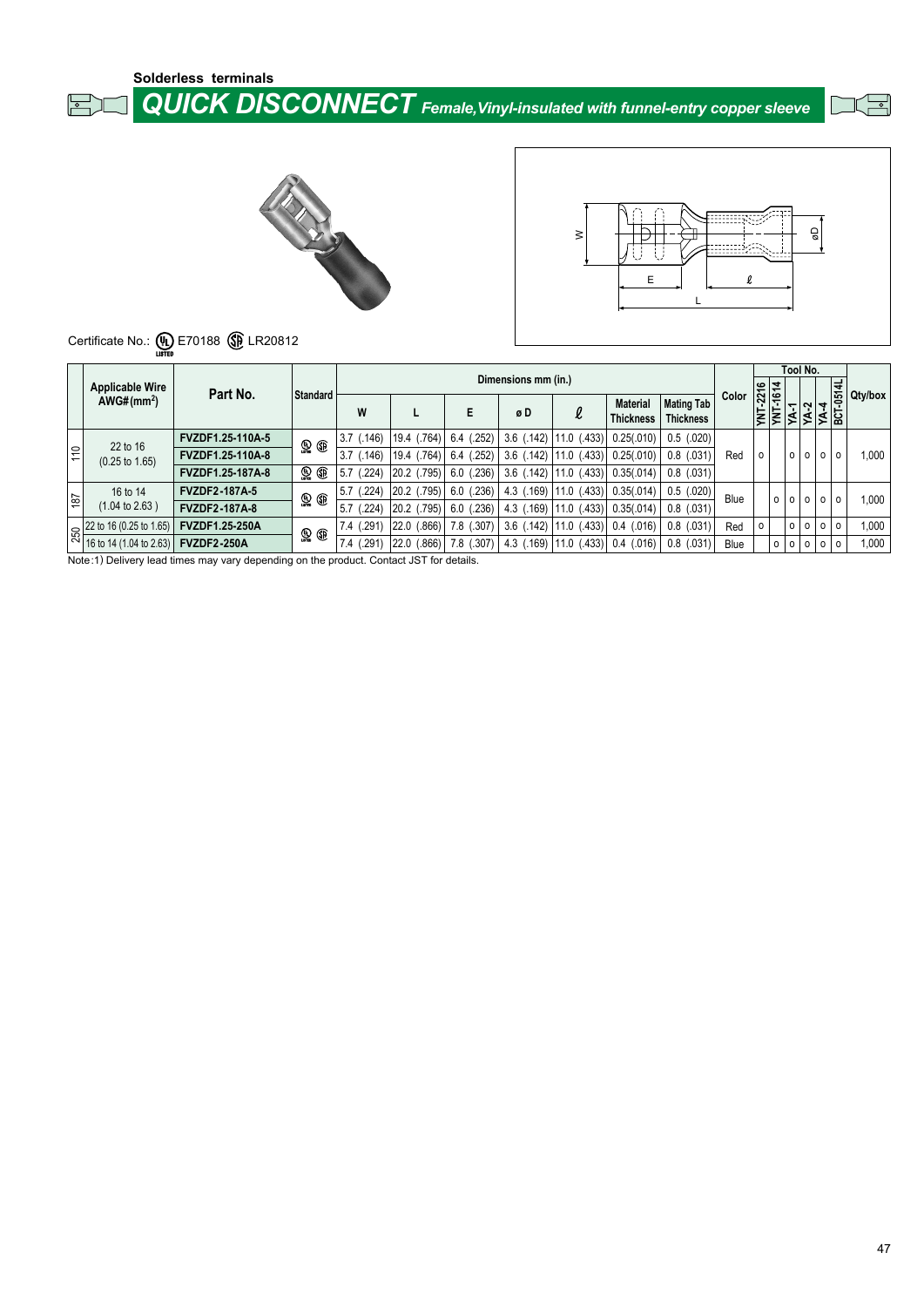Solderless terminals

# QUICK DISCONNECT *Female,Vinyl-insulated with funnel-entry copper sleeve*

Certificate No.: UL E70188 SP LR20812

| | Applicable Wire AWG# ($mm^2$) | Part No. | Standard | Dimensions mm (in.) | | | | | | | Color | Tool No. | | | | | | Qty/box |
|---|---|---|---|---|---|---|---|---|---|---|---|---|---|---|---|---|---|---|
| | | | | W | L | E | ø D | ℓ | Material Thickness | Mating Tab Thickness | | YNT-2216 | YNT-1614 | YA-1 | YA-2 | YA-4 | BCT-0514L | |
| 110 | 22 to 16 (0.25 to 1.65) | FVZDF1.25-110A-5 | UL SP | 3.7 (.146) | 19.4 (.764) | 6.4 (.252) | 3.6 (.142) | 11.0 (.433) | 0.25(.010) | 0.5 (.020) | Red | o | | o | o | o | o | 1,000 |
| | | FVZDF1.25-110A-8 | | 3.7 (.146) | 19.4 (.764) | 6.4 (.252) | 3.6 (.142) | 11.0 (.433) | 0.25(.010) | 0.8 (.031) | | | | | | | | |
| | | FVZDF1.25-187A-8 | UL SP | 5.7 (.224) | 20.2 (.795) | 6.0 (.236) | 3.6 (.142) | 11.0 (.433) | 0.35(.014) | 0.8 (.031) | | | | | | | | |
| 187 | 16 to 14 (1.04 to 2.63 ) | FVZDF2-187A-5 | UL SP | 5.7 (.224) | 20.2 (.795) | 6.0 (.236) | 4.3 (.169) | 11.0 (.433) | 0.35(.014) | 0.5 (.020) | Blue | | o | o | o | o | o | 1,000 |
| | | FVZDF2-187A-8 | | 5.7 (.224) | 20.2 (.795) | 6.0 (.236) | 4.3 (.169) | 11.0 (.433) | 0.35(.014) | 0.8 (.031) | | | | | | | | |
| 250 | 22 to 16 (0.25 to 1.65) | FVZDF1.25-250A | UL SP | 7.4 (.291) | 22.0 (.866) | 7.8 (.307) | 3.6 (.142) | 11.0 (.433) | 0.4 (.016) | 0.8 (.031) | Red | o | | o | o | o | o | 1,000 |
| | 16 to 14 (1.04 to 2.63) | FVZDF2-250A | | 7.4 (.291) | 22.0 (.866) | 7.8 (.307) | 4.3 (.169) | 11.0 (.433) | 0.4 (.016) | 0.8 (.031) | Blue | | o | o | o | o | o | 1,000 |

Note:1) Delivery lead times may vary depending on the product. Contact JST for details.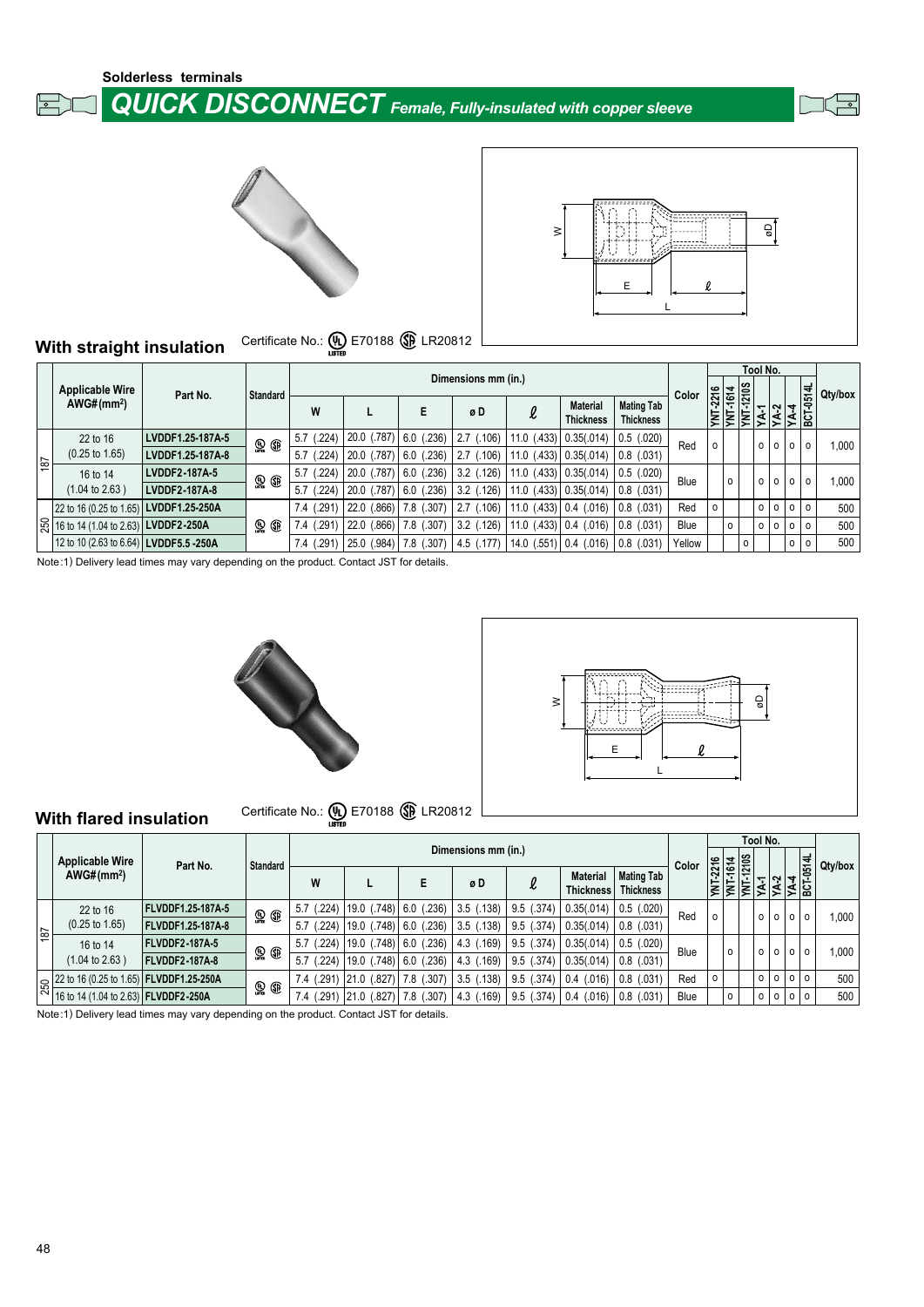Solderless terminals

# QUICK DISCONNECT *Female, Fully-insulated with copper sleeve*

## With straight insulation

Certificate No.: UL E70188 SP LR20812

| | Applicable Wire AWG#(mm²) | Part No. | Standard | Dimensions mm (in.) | | | | | | | Color | Tool No. | | | | | | | Qty/box |
|---|---|---|---|---|---|---|---|---|---|---|---|---|---|---|---|---|---|---|---|
| | | | | W | L | E | ø D | ℓ | Material Thickness | Mating Tab Thickness | | YNT-2216 | YNT-1614 | YNT-1210S | YA-1 | YA-2 | YA-4 | BCT-0514L | |
| 187 | 22 to 16 (0.25 to 1.65) | LVDDF1.25-187A-5 | UL SP | 5.7 (.224) | 20.0 (.787) | 6.0 (.236) | 2.7 (.106) | 11.0 (.433) | 0.35(.014) | 0.5 (.020) | Red | o | | | o | o | o | o | 1,000 |
| | | LVDDF1.25-187A-8 | | 5.7 (.224) | 20.0 (.787) | 6.0 (.236) | 2.7 (.106) | 11.0 (.433) | 0.35(.014) | 0.8 (.031) | | | | | | | | | |
| | 16 to 14 (1.04 to 2.63 ) | LVDDF2-187A-5 | UL SP | 5.7 (.224) | 20.0 (.787) | 6.0 (.236) | 3.2 (.126) | 11.0 (.433) | 0.35(.014) | 0.5 (.020) | Blue | | o | | o | o | o | o | 1,000 |
| | | LVDDF2-187A-8 | | 5.7 (.224) | 20.0 (.787) | 6.0 (.236) | 3.2 (.126) | 11.0 (.433) | 0.35(.014) | 0.8 (.031) | | | | | | | | | |
| 250 | 22 to 16 (0.25 to 1.65) | LVDDF1.25-250A | UL SP | 7.4 (.291) | 22.0 (.866) | 7.8 (.307) | 2.7 (.106) | 11.0 (.433) | 0.4 (.016) | 0.8 (.031) | Red | o | | | o | o | o | o | 500 |
| | 16 to 14 (1.04 to 2.63) | LVDDF2-250A | | 7.4 (.291) | 22.0 (.866) | 7.8 (.307) | 3.2 (.126) | 11.0 (.433) | 0.4 (.016) | 0.8 (.031) | Blue | | o | | o | o | o | o | 500 |
| | 12 to 10 (2.63 to 6.64) | LVDDF5.5 -250A | | 7.4 (.291) | 25.0 (.984) | 7.8 (.307) | 4.5 (.177) | 14.0 (.551) | 0.4 (.016) | 0.8 (.031) | Yellow | | | o | | | o | o | 500 |

Note:1) Delivery lead times may vary depending on the product. Contact JST for details.

## With flared insulation

Certificate No.: UL E70188 SP LR20812

| | Applicable Wire AWG#(mm²) | Part No. | Standard | Dimensions mm (in.) | | | | | | | Color | Tool No. | | | | | | | Qty/box |
|---|---|---|---|---|---|---|---|---|---|---|---|---|---|---|---|---|---|---|---|
| | | | | W | L | E | ø D | ℓ | Material Thickness | Mating Tab Thickness | | YNT-2216 | YNT-1614 | YNT-1210S | YA-1 | YA-2 | YA-4 | BCT-0514L | |
| 187 | 22 to 16 (0.25 to 1.65) | FLVDDF1.25-187A-5 | UL SP | 5.7 (.224) | 19.0 (.748) | 6.0 (.236) | 3.5 (.138) | 9.5 (.374) | 0.35(.014) | 0.5 (.020) | Red | o | | | o | o | o | o | 1,000 |
| | | FLVDDF1.25-187A-8 | | 5.7 (.224) | 19.0 (.748) | 6.0 (.236) | 3.5 (.138) | 9.5 (.374) | 0.35(.014) | 0.8 (.031) | | | | | | | | | |
| | 16 to 14 (1.04 to 2.63 ) | FLVDDF2-187A-5 | UL SP | 5.7 (.224) | 19.0 (.748) | 6.0 (.236) | 4.3 (.169) | 9.5 (.374) | 0.35(.014) | 0.5 (.020) | Blue | | o | | o | o | o | o | 1,000 |
| | | FLVDDF2-187A-8 | | 5.7 (.224) | 19.0 (.748) | 6.0 (.236) | 4.3 (.169) | 9.5 (.374) | 0.35(.014) | 0.8 (.031) | | | | | | | | | |
| 250 | 22 to 16 (0.25 to 1.65) | FLVDDF1.25-250A | UL SP | 7.4 (.291) | 21.0 (.827) | 7.8 (.307) | 3.5 (.138) | 9.5 (.374) | 0.4 (.016) | 0.8 (.031) | Red | o | | | o | o | o | o | 500 |
| | 16 to 14 (1.04 to 2.63) | FLVDDF2-250A | | 7.4 (.291) | 21.0 (.827) | 7.8 (.307) | 4.3 (.169) | 9.5 (.374) | 0.4 (.016) | 0.8 (.031) | Blue | | o | | o | o | o | o | 500 |

Note:1) Delivery lead times may vary depending on the product. Contact JST for details.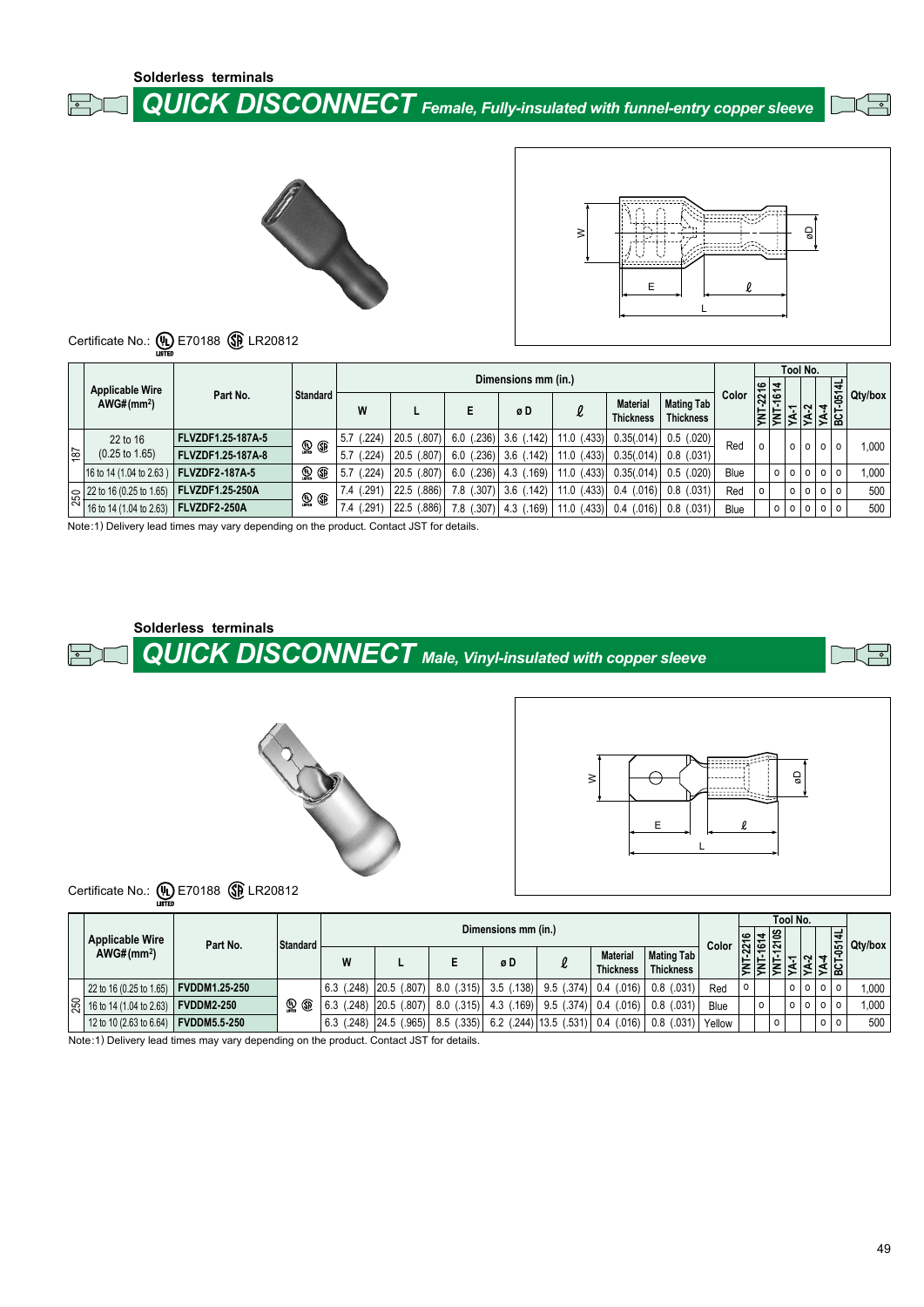Solderless terminals

## QUICK DISCONNECT *Female, Fully-insulated with funnel-entry copper sleeve*

Certificate No.: E70188 LR20812

| | Applicable Wire AWG#(mm²) | Part No. | Standard | Dimensions mm (in.) | | | | | | | Color | Tool No. | | | | | | Qty/box |
|---|---|---|---|---|---|---|---|---|---|---|---|---|---|---|---|---|---|---|
| | | | | W | L | E | ø D | ℓ | Material Thickness | Mating Tab Thickness | | YNT-2216 | YNT-1614 | YA-1 | YA-2 | YA-4 | BCT-0514L | |
| 187 | 22 to 16 (0.25 to 1.65) | FLVZDF1.25-187A-5 | UL CSA | 5.7 (.224) | 20.5 (.807) | 6.0 (.236) | 3.6 (.142) | 11.0 (.433) | 0.35(.014) | 0.5 (.020) | Red | o | | o | o | o | o | 1,000 |
| 187 | 22 to 16 (0.25 to 1.65) | FLVZDF1.25-187A-8 | | 5.7 (.224) | 20.5 (.807) | 6.0 (.236) | 3.6 (.142) | 11.0 (.433) | 0.35(.014) | 0.8 (.031) | Red | o | | o | o | o | o | 1,000 |
| 187 | 16 to 14 (1.04 to 2.63) | FLVZDF2-187A-5 | UL CSA | 5.7 (.224) | 20.5 (.807) | 6.0 (.236) | 4.3 (.169) | 11.0 (.433) | 0.35(.014) | 0.5 (.020) | Blue | | o | o | o | o | o | 1,000 |
| 250 | 22 to 16 (0.25 to 1.65) | FLVZDF1.25-250A | UL CSA | 7.4 (.291) | 22.5 (.886) | 7.8 (.307) | 3.6 (.142) | 11.0 (.433) | 0.4 (.016) | 0.8 (.031) | Red | o | | o | o | o | o | 500 |
| 250 | 16 to 14 (1.04 to 2.63) | FLVZDF2-250A | | 7.4 (.291) | 22.5 (.886) | 7.8 (.307) | 4.3 (.169) | 11.0 (.433) | 0.4 (.016) | 0.8 (.031) | Blue | | o | o | o | o | o | 500 |

Note:1) Delivery lead times may vary depending on the product. Contact JST for details.

Solderless terminals

## QUICK DISCONNECT *Male, Vinyl-insulated with copper sleeve*

Certificate No.: E70188 LR20812

| | Applicable Wire AWG#(mm²) | Part No. | Standard | Dimensions mm (in.) | | | | | | | Color | Tool No. | | | | | | | Qty/box |
|---|---|---|---|---|---|---|---|---|---|---|---|---|---|---|---|---|---|---|---|
| | | | | W | L | E | ø D | ℓ | Material Thickness | Mating Tab Thickness | | YNT-2216 | YNT-1614 | YNT-1210S | YA-1 | YA-2 | YA-4 | BCT-0514L | |
| 250 | 22 to 16 (0.25 to 1.65) | FVDDM1.25-250 | UL CSA | 6.3 (.248) | 20.5 (.807) | 8.0 (.315) | 3.5 (.138) | 9.5 (.374) | 0.4 (.016) | 0.8 (.031) | Red | o | | | o | o | o | o | 1,000 |
| 250 | 16 to 14 (1.04 to 2.63) | FVDDM2-250 | | 6.3 (.248) | 20.5 (.807) | 8.0 (.315) | 4.3 (.169) | 9.5 (.374) | 0.4 (.016) | 0.8 (.031) | Blue | | o | | o | o | o | o | 1,000 |
| 250 | 12 to 10 (2.63 to 6.64) | FVDDM5.5-250 | | 6.3 (.248) | 24.5 (.965) | 8.5 (.335) | 6.2 (.244) | 13.5 (.531) | 0.4 (.016) | 0.8 (.031) | Yellow | | | o | | | o | o | 500 |

Note:1) Delivery lead times may vary depending on the product. Contact JST for details.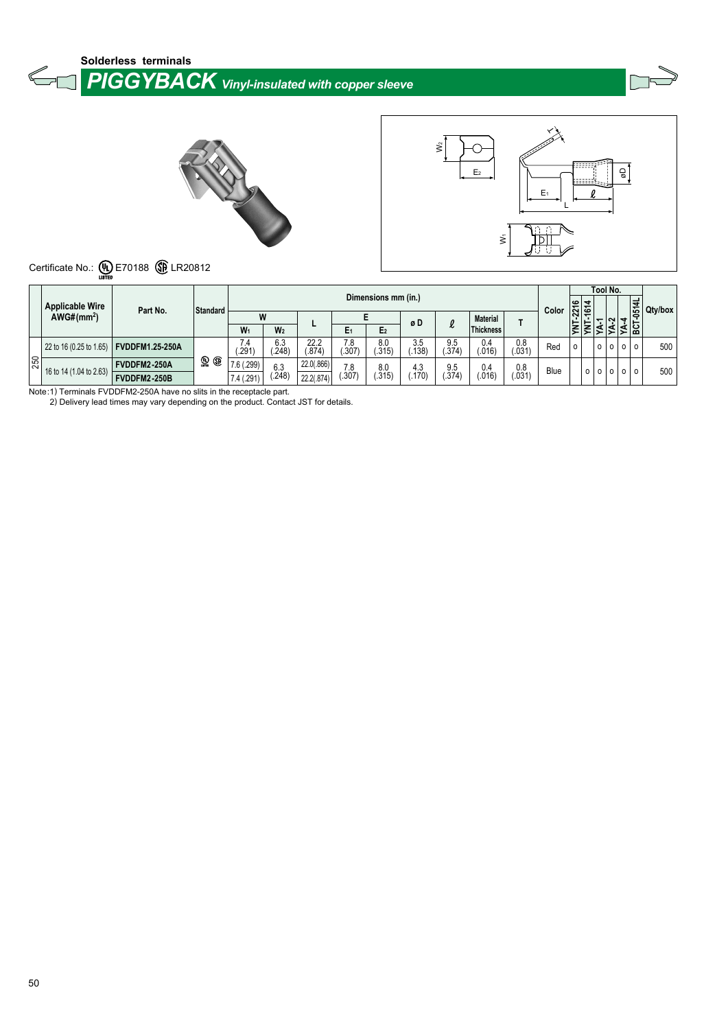Solderless terminals

# PIGGYBACK *Vinyl-insulated with copper sleeve*

Certificate No.: E70188 LR20812

| | Applicable Wire AWG#($mm^2$) | Part No. | Standard | Dimensions mm (in.) | | | | | | | | | | Color | Tool No. | | | | | | Qty/box |
|---|---|---|---|---|---|---|---|---|---|---|---|---|---|---|---|---|---|---|---|---|---|
| | | | | W | | L | E | | ø D | ℓ | Material Thickness | T | | | YNT-2216 | YNT-1614 | YA-1 | YA-2 | YA-4 | BCT-0514L | |
| | | | | $W_1$ | $W_2$ | | $E_1$ | $E_2$ | | | | | | | | | | | | | |
| 250 | 22 to 16 (0.25 to 1.65) | **FVDDFM1.25-250A** | UL CSA | 7.4 (.291) | 6.3 (.248) | 22.2 (.874) | 7.8 (.307) | 8.0 (.315) | 3.5 (.138) | 9.5 (.374) | 0.4 (.016) | 0.8 (.031) | | Red | o | | o | o | o | o | 500 |
| 250 | 16 to 14 (1.04 to 2.63) | **FVDDFM2-250A** | UL CSA | 7.6 (.299) | 6.3 (.248) | 22.0(.866) | 7.8 (.307) | 8.0 (.315) | 4.3 (.170) | 9.5 (.374) | 0.4 (.016) | 0.8 (.031) | | Blue | | o | o | o | o | o | 500 |
| 250 | 16 to 14 (1.04 to 2.63) | **FVDDFM2-250B** | UL CSA | 7.4 (.291) | 6.3 (.248) | 22.2(.874) | 7.8 (.307) | 8.0 (.315) | 4.3 (.170) | 9.5 (.374) | 0.4 (.016) | 0.8 (.031) | | Blue | | o | o | o | o | o | 500 |

Note:1) Terminals FVDDFM2-250A have no slits in the receptacle part.
2) Delivery lead times may vary depending on the product. Contact JST for details.